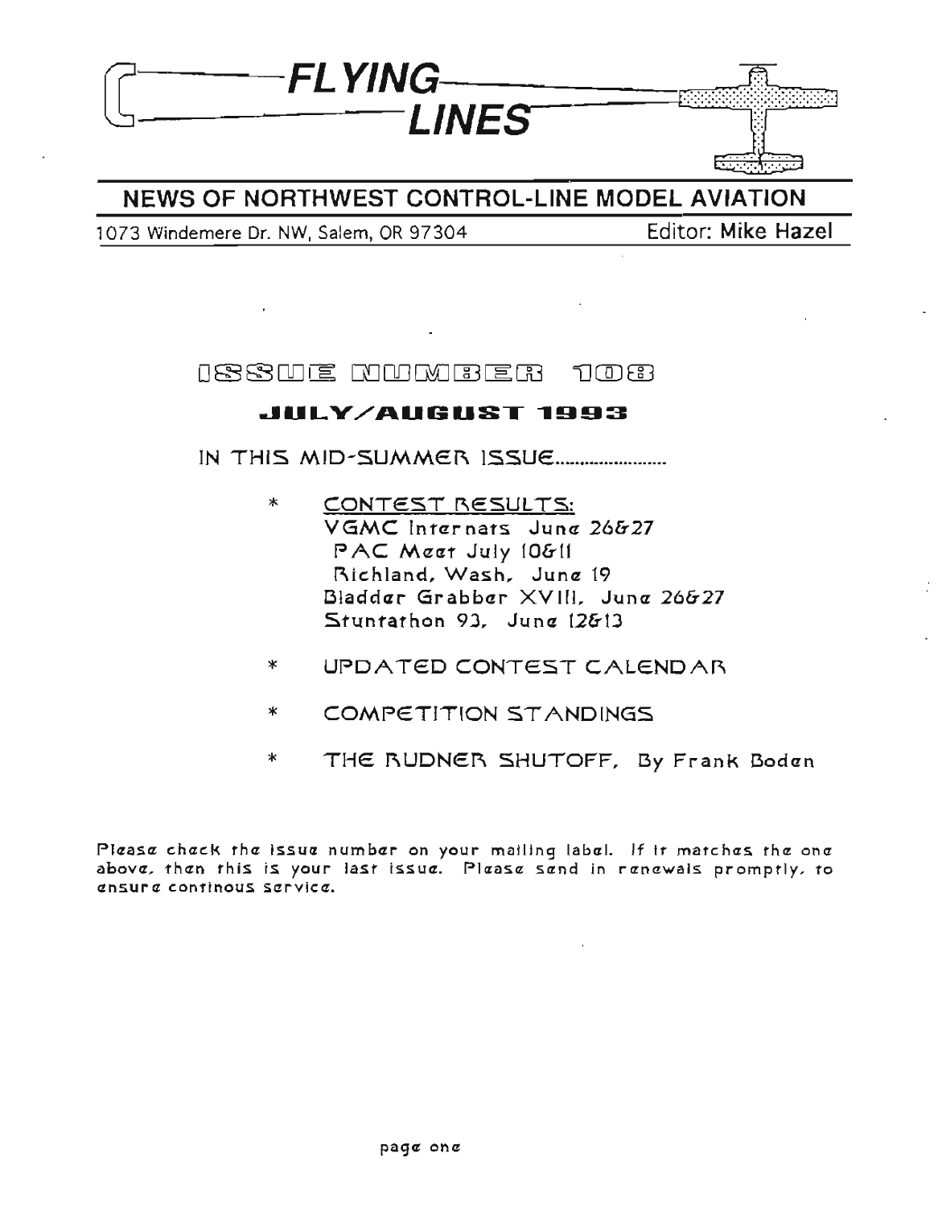# FLYING LINES

## NEWS OF NORTHWEST CONTROL-LINE MODEL AVIATION

1073 Windemere Dr. NW, Salem, OR 97304 — Editor: Mike Hazel

## ISSUE NUMBER 108

### JULY/AUGUST 1993

IN THIS MID-SUMMER ISSUE.......................

- * <u>CONTEST RESULTS:</u>
  VGMC Internats June 26&27
  PAC Meet July 10&11
  Richland, Wash, June 19
  Bladder Grabber XVIII, June 26&27
  Stuntathon 93, June 12&13
- * UPDATED CONTEST CALENDAR
- * COMPETITION STANDINGS
- * THE RUDNER SHUTOFF, By Frank Boden

Please check the issue number on your mailing label. If it matches the one above, then this is your last issue. Please send in renewals promptly, to ensure continous service.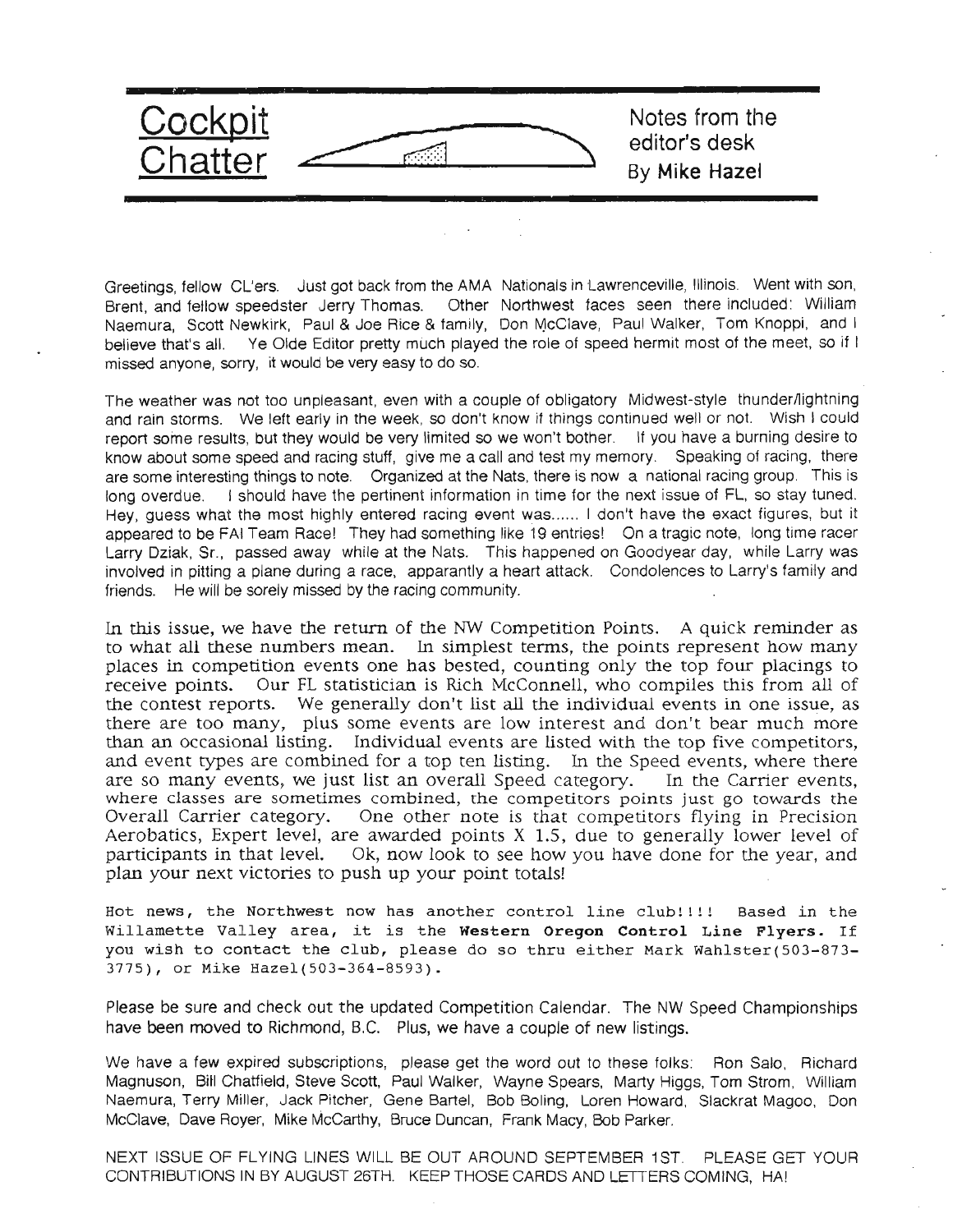# Cockpit Chatter

**Notes from the editor's desk**
By **Mike Hazel**

Greetings, fellow CL'ers. Just got back from the AMA Nationals in Lawrenceville, Illinois. Went with son, Brent, and fellow speedster Jerry Thomas. Other Northwest faces seen there included: William Naemura, Scott Newkirk, Paul & Joe Rice & family, Don McClave, Paul Walker, Tom Knoppi, and I believe that's all. Ye Olde Editor pretty much played the role of speed hermit most of the meet, so if I missed anyone, sorry, it would be very easy to do so.

The weather was not too unpleasant, even with a couple of obligatory Midwest-style thunder/lightning and rain storms. We left early in the week, so don't know if things continued well or not. Wish I could report some results, but they would be very limited so we won't bother. If you have a burning desire to know about some speed and racing stuff, give me a call and test my memory. Speaking of racing, there are some interesting things to note. Organized at the Nats, there is now a national racing group. This is long overdue. I should have the pertinent information in time for the next issue of FL, so stay tuned. Hey, guess what the most highly entered racing event was...... I don't have the exact figures, but it appeared to be FAI Team Race! They had something like 19 entries! On a tragic note, long time racer Larry Dziak, Sr., passed away while at the Nats. This happened on Goodyear day, while Larry was involved in pitting a plane during a race, apparantly a heart attack. Condolences to Larry's family and friends. He will be sorely missed by the racing community.

In this issue, we have the return of the NW Competition Points. A quick reminder as to what all these numbers mean. In simplest terms, the points represent how many places in competition events one has bested, counting only the top four placings to receive points. Our FL statistician is Rich McConnell, who compiles this from all of the contest reports. We generally don't list all the individual events in one issue, as there are too many, plus some events are low interest and don't bear much more than an occasional listing. Individual events are listed with the top five competitors, and event types are combined for a top ten listing. In the Speed events, where there are so many events, we just list an overall Speed category. In the Carrier events, where classes are sometimes combined, the competitors points just go towards the Overall Carrier category. One other note is that competitors flying in Precision Aerobatics, Expert level, are awarded points X 1.5, due to generally lower level of participants in that level. Ok, now look to see how you have done for the year, and plan your next victories to push up your point totals!

Hot news, the Northwest now has another control line club!!!! Based in the Willamette Valley area, it is the **Western Oregon Control Line Flyers.** If you wish to contact the club, please do so thru either Mark Wahlster(503-873-3775), or Mike Hazel(503-364-8593).

Please be sure and check out the updated Competition Calendar. The NW Speed Championships have been moved to Richmond, B.C. Plus, we have a couple of new listings.

We have a few expired subscriptions, please get the word out to these folks: Ron Salo, Richard Magnuson, Bill Chatfield, Steve Scott, Paul Walker, Wayne Spears, Marty Higgs, Tom Strom, William Naemura, Terry Miller, Jack Pitcher, Gene Bartel, Bob Boling, Loren Howard, Slackrat Magoo, Don McClave, Dave Royer, Mike McCarthy, Bruce Duncan, Frank Macy, Bob Parker.

NEXT ISSUE OF FLYING LINES WILL BE OUT AROUND SEPTEMBER 1ST. PLEASE GET YOUR CONTRIBUTIONS IN BY AUGUST 26TH. KEEP THOSE CARDS AND LETTERS COMING, HA!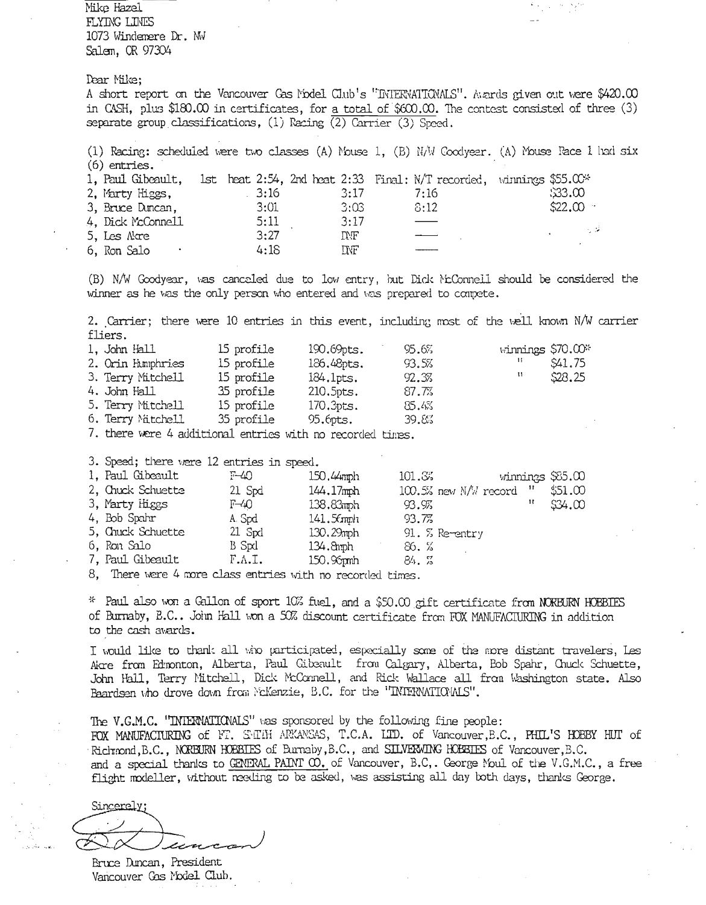Mike Hazel
FLYING LINES
1073 Windemere Dr. NW
Salem, OR 97304

Dear Mike;

A short report on the Vancouver Gas Model Club's "INTERNATIONALS". Awards given out were $420.00 in CASH, plus $180.00 in certificates, for a total of $600.00. The contest consisted of three (3) separate group classifications, (1) Racing (2) Carrier (3) Speed.

(1) Racing: scheduled were two classes (A) Mouse 1, (B) N/W Goodyear. (A) Mouse Race 1 had six (6) entries.

| | 1st heat | 2nd heat | Final | |
|---|---|---|---|---|
| 1, Paul Gibeault, | 2:54, | 2:33 | N/T recorded, | winnings $55.00* |
| 2, Marty Higgs, | 3:16 | 3:17 | 7:16 | $33.00 |
| 3, Bruce Duncan, | 3:01 | 3:03 | 8:12 | $22.00 |
| 4, Dick McConnell | 5:11 | 3:17 | —— | |
| 5, Les Akre | 3:27 | DNF | —— | |
| 6, Ron Salo | 4:18 | DNF | —— | |

(B) N/W Goodyear, was canceled due to low entry, but Dick McConnell should be considered the winner as he was the only person who entered and was prepared to compete.

2. Carrier; there were 10 entries in this event, including most of the well known N/W carrier fliers.

| | | | | |
|---|---|---|---|---|
| 1, John Hall | 15 profile | 190.69pts. | 95.6% | winnings $70.00* |
| 2. Orin Humphries | 15 profile | 186.48pts. | 93.5% | " $41.75 |
| 3. Terry Mitchell | 15 profile | 184.1pts. | 92.3% | " $28.25 |
| 4. John Hall | 35 profile | 210.5pts. | 87.7% | |
| 5. Terry Mitchell | 15 profile | 170.3pts. | 85.4% | |
| 6. Terry Mitchell | 35 profile | 95.6pts. | 39.8% | |

7. there were 4 additional entries with no recorded times.

3. Speed; there were 12 entries in speed.

| | | | | |
|---|---|---|---|---|
| 1, Paul Gibeault | F-40 | 150.44mph | 101.3% | winnings $85.00 |
| 2, Chuck Schuette | 21 Spd | 144.17mph | 100.5% new N/W record | " $51.00 |
| 3, Marty Higgs | F-40 | 138.83mph | 93.9% | " $34.00 |
| 4, Bob Spahr | A Spd | 141.56mph | 93.7% | |
| 5, Chuck Schuette | 21 Spd | 130.29mph | 91. % Re-entry | |
| 6, Ron Salo | B Spd | 134.8mph | 86. % | |
| 7, Paul Gibeault | F.A.I. | 150.96pmh | 84. % | |

8, There were 4 more class entries with no recorded times.

* Paul also won a Gallon of sport 10% fuel, and a $50.00 gift certificate from NORBURN HOBBIES of Burnaby, B.C.. John Hall won a 50% discount certificate from FOX MANUFACTURING in addition to the cash awards.

I would like to thank all who participated, especially some of the more distant travelers, Les Akre from Edmonton, Alberta, Paul Gibeault from Calgary, Alberta, Bob Spahr, Chuck Schuette, John Hall, Terry Mitchell, Dick McConnell, and Rick Wallace all from Washington state. Also Baardsen who drove down from McKenzie, B.C. for the "INTERNATIONALS".

The V.G.M.C. "INTERNATIONALS" was sponsored by the following fine people:
FOX MANUFACTURING of FT. SMITH ARKANSAS, T.C.A. LTD. of Vancouver,B.C., PHIL'S HOBBY HUT of Richmond,B.C., NORBURN HOBBIES of Burnaby,B.C., and SILVERWING HOBBIES of Vancouver,B.C.
and a special thanks to GENERAL PAINT CO. of Vancouver, B.C,. George Moul of the V.G.M.C., a free flight modeller, without needing to be asked, was assisting all day both days, thanks George.

Sincerely;

Bruce Duncan, President
Vancouver Gas Model Club.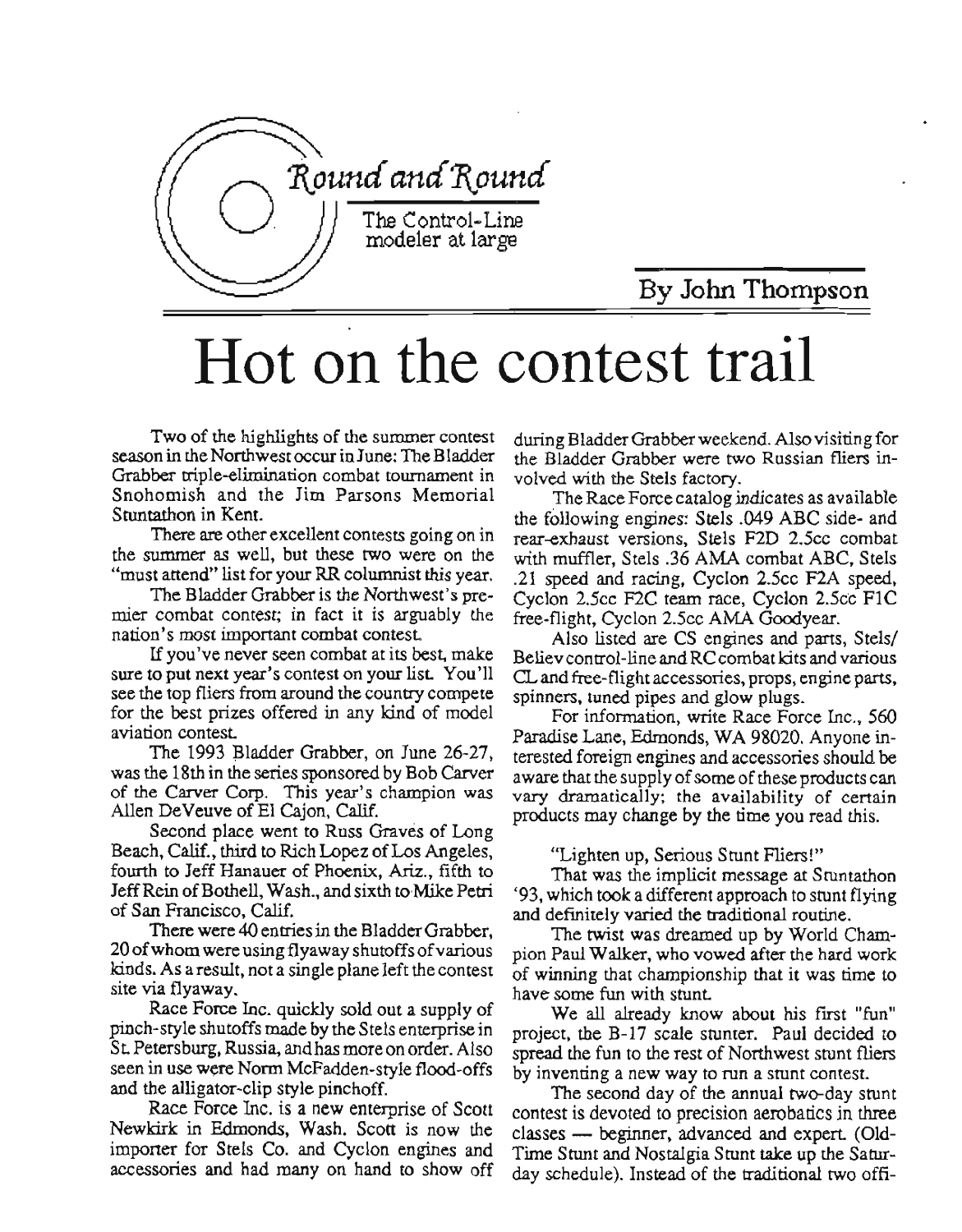*Round and Round*

The Control-Line modeler at large

By John Thompson

# Hot on the contest trail

Two of the highlights of the summer contest season in the Northwest occur in June: The Bladder Grabber triple-elimination combat tournament in Snohomish and the Jim Parsons Memorial Stuntathon in Kent.

There are other excellent contests going on in the summer as well, but these two were on the "must attend" list for your RR columnist this year.

The Bladder Grabber is the Northwest's premier combat contest; in fact it is arguably the nation's most important combat contest.

If you've never seen combat at its best, make sure to put next year's contest on your list. You'll see the top fliers from around the country compete for the best prizes offered in any kind of model aviation contest.

The 1993 Bladder Grabber, on June 26-27, was the 18th in the series sponsored by Bob Carver of the Carver Corp. This year's champion was Allen DeVeuve of El Cajon, Calif.

Second place went to Russ Graves of Long Beach, Calif., third to Rich Lopez of Los Angeles, fourth to Jeff Hanauer of Phoenix, Ariz., fifth to Jeff Rein of Bothell, Wash., and sixth to Mike Petri of San Francisco, Calif.

There were 40 entries in the Bladder Grabber, 20 of whom were using flyaway shutoffs of various kinds. As a result, not a single plane left the contest site via flyaway.

Race Force Inc. quickly sold out a supply of pinch-style shutoffs made by the Stels enterprise in St. Petersburg, Russia, and has more on order. Also seen in use were Norm McFadden-style flood-offs and the alligator-clip style pinchoff.

Race Force Inc. is a new enterprise of Scott Newkirk in Edmonds, Wash. Scott is now the importer for Stels Co. and Cyclon engines and accessories and had many on hand to show off during Bladder Grabber weekend. Also visiting for the Bladder Grabber were two Russian fliers involved with the Stels factory.

The Race Force catalog indicates as available the following engines: Stels .049 ABC side- and rear-exhaust versions, Stels F2D 2.5cc combat with muffler, Stels .36 AMA combat ABC, Stels .21 speed and racing, Cyclon 2.5cc F2A speed, Cyclon 2.5cc F2C team race, Cyclon 2.5cc F1C free-flight, Cyclon 2.5cc AMA Goodyear.

Also listed are CS engines and parts, Stels/Believ control-line and RC combat kits and various CL and free-flight accessories, props, engine parts, spinners, tuned pipes and glow plugs.

For information, write Race Force Inc., 560 Paradise Lane, Edmonds, WA 98020. Anyone interested foreign engines and accessories should be aware that the supply of some of these products can vary dramatically; the availability of certain products may change by the time you read this.

"Lighten up, Serious Stunt Fliers!"

That was the implicit message at Stuntathon '93, which took a different approach to stunt flying and definitely varied the traditional routine.

The twist was dreamed up by World Champion Paul Walker, who vowed after the hard work of winning that championship that it was time to have some fun with stunt.

We all already know about his first "fun" project, the B-17 scale stunter. Paul decided to spread the fun to the rest of Northwest stunt fliers by inventing a new way to run a stunt contest.

The second day of the annual two-day stunt contest is devoted to precision aerobatics in three classes — beginner, advanced and expert. (Old-Time Stunt and Nostalgia Stunt take up the Saturday schedule). Instead of the traditional two offi-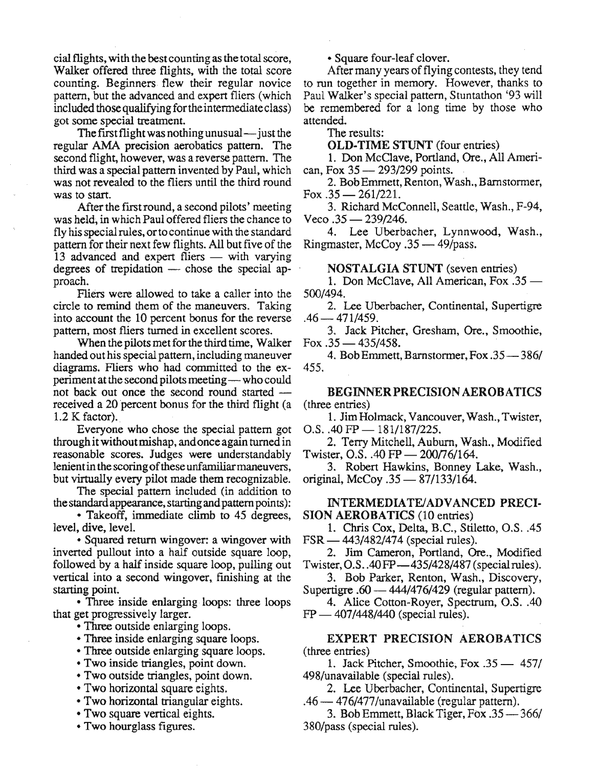cial flights, with the best counting as the total score, Walker offered three flights, with the total score counting. Beginners flew their regular novice pattern, but the advanced and expert fliers (which included those qualifying for the intermediate class) got some special treatment.

The first flight was nothing unusual — just the regular AMA precision aerobatics pattern. The second flight, however, was a reverse pattern. The third was a special pattern invented by Paul, which was not revealed to the fliers until the third round was to start.

After the first round, a second pilots' meeting was held, in which Paul offered fliers the chance to fly his special rules, or to continue with the standard pattern for their next few flights. All but five of the 13 advanced and expert fliers — with varying degrees of trepidation — chose the special approach.

Fliers were allowed to take a caller into the circle to remind them of the maneuvers. Taking into account the 10 percent bonus for the reverse pattern, most fliers turned in excellent scores.

When the pilots met for the third time, Walker handed out his special pattern, including maneuver diagrams. Fliers who had committed to the experiment at the second pilots meeting — who could not back out once the second round started — received a 20 percent bonus for the third flight (a 1.2 K factor).

Everyone who chose the special pattern got through it without mishap, and once again turned in reasonable scores. Judges were understandably lenient in the scoring of these unfamiliar maneuvers, but virtually every pilot made them recognizable.

The special pattern included (in addition to the standard appearance, starting and pattern points):

- Takeoff, immediate climb to 45 degrees, level, dive, level.
- Squared return wingover: a wingover with inverted pullout into a half outside square loop, followed by a half inside square loop, pulling out vertical into a second wingover, finishing at the starting point.
- Three inside enlarging loops: three loops that get progressively larger.
- Three outside enlarging loops.
- Three inside enlarging square loops.
- Three outside enlarging square loops.
- Two inside triangles, point down.
- Two outside triangles, point down.
- Two horizontal square eights.
- Two horizontal triangular eights.
- Two square vertical eights.
- Two hourglass figures.
- Square four-leaf clover.

After many years of flying contests, they tend to run together in memory. However, thanks to Paul Walker's special pattern, Stuntathon '93 will be remembered for a long time by those who attended.

The results:

**OLD-TIME STUNT** (four entries)

1. Don McClave, Portland, Ore., All American, Fox 35 — 293/299 points.
2. Bob Emmett, Renton, Wash., Barnstormer, Fox .35 — 261/221.
3. Richard McConnell, Seattle, Wash., F-94, Veco .35 — 239/246.
4. Lee Uberbacher, Lynnwood, Wash., Ringmaster, McCoy .35 — 49/pass.

**NOSTALGIA STUNT** (seven entries)

1. Don McClave, All American, Fox .35 — 500/494.
2. Lee Uberbacher, Continental, Supertigre .46 — 471/459.
3. Jack Pitcher, Gresham, Ore., Smoothie, Fox .35 — 435/458.
4. Bob Emmett, Barnstormer, Fox .35 — 386/455.

**BEGINNER PRECISION AEROBATICS** (three entries)

1. Jim Holmack, Vancouver, Wash., Twister, O.S. .40 FP — 181/187/225.
2. Terry Mitchell, Auburn, Wash., Modified Twister, O.S. .40 FP — 200/76/164.
3. Robert Hawkins, Bonney Lake, Wash., original, McCoy .35 — 87/133/164.

**INTERMEDIATE/ADVANCED PRECISION AEROBATICS** (10 entries)

1. Chris Cox, Delta, B.C., Stiletto, O.S. .45 FSR — 443/482/474 (special rules).
2. Jim Cameron, Portland, Ore., Modified Twister, O.S. .40 FP — 435/428/487 (special rules).
3. Bob Parker, Renton, Wash., Discovery, Supertigre .60 — 444/476/429 (regular pattern).
4. Alice Cotton-Royer, Spectrum, O.S. .40 FP — 407/448/440 (special rules).

**EXPERT PRECISION AEROBATICS** (three entries)

1. Jack Pitcher, Smoothie, Fox .35 — 457/498/unavailable (special rules).
2. Lee Uberbacher, Continental, Supertigre .46 — 476/477/unavailable (regular pattern).
3. Bob Emmett, Black Tiger, Fox .35 — 366/380/pass (special rules).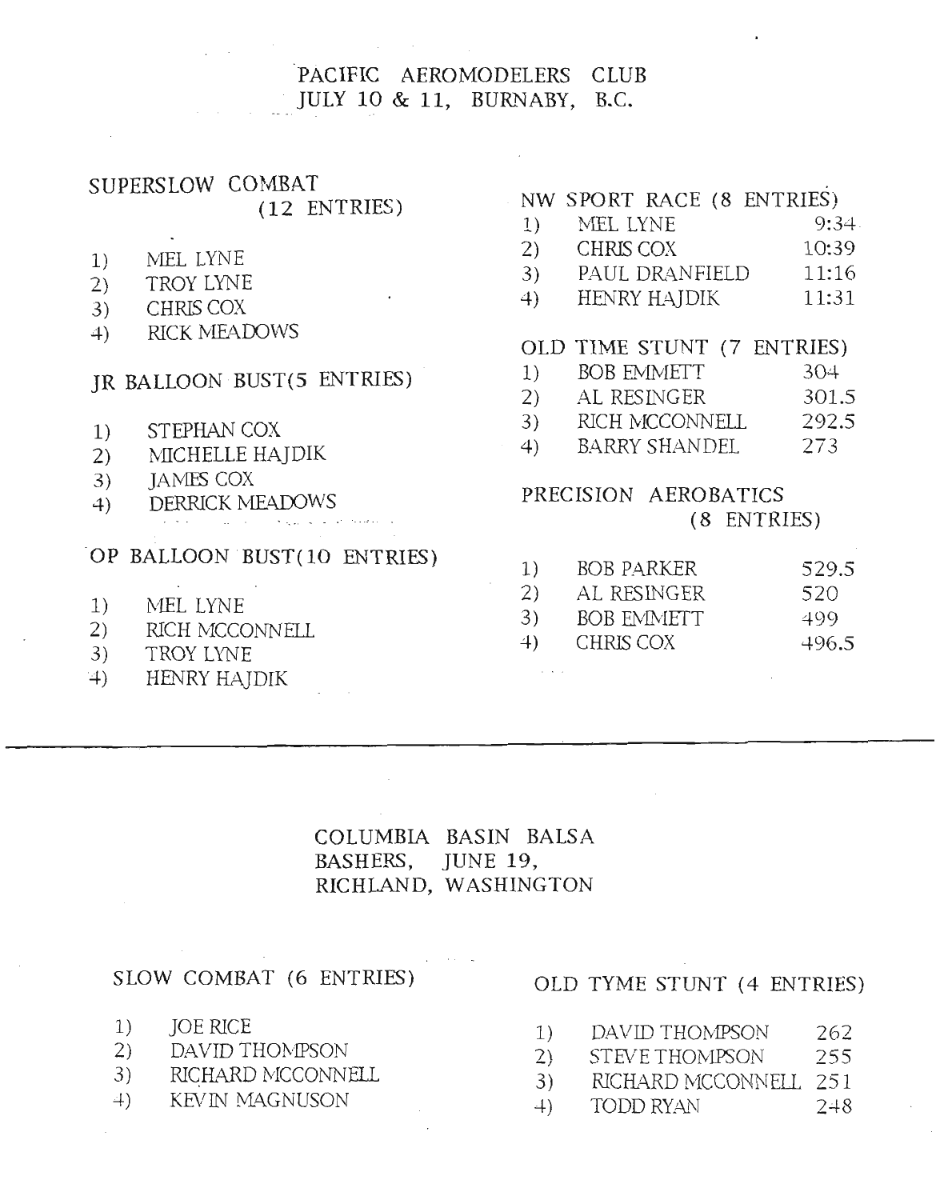## PACIFIC AEROMODELERS CLUB
## JULY 10 & 11, BURNABY, B.C.

### SUPERSLOW COMBAT (12 ENTRIES)

1) MEL LYNE
2) TROY LYNE
3) CHRIS COX
4) RICK MEADOWS

### JR BALLOON BUST(5 ENTRIES)

1) STEPHAN COX
2) MICHELLE HAJDIK
3) JAMES COX
4) DERRICK MEADOWS

### OP BALLOON BUST(10 ENTRIES)

1) MEL LYNE
2) RICH MCCONNELL
3) TROY LYNE
4) HENRY HAJDIK

### NW SPORT RACE (8 ENTRIES)

| | | |
|---|---|---|
| 1) | MEL LYNE | 9:34 |
| 2) | CHRIS COX | 10:39 |
| 3) | PAUL DRANFIELD | 11:16 |
| 4) | HENRY HAJDIK | 11:31 |

### OLD TIME STUNT (7 ENTRIES)

| | | |
|---|---|---|
| 1) | BOB EMMETT | 304 |
| 2) | AL RESINGER | 301.5 |
| 3) | RICH MCCONNELL | 292.5 |
| 4) | BARRY SHANDEL | 273 |

### PRECISION AEROBATICS (8 ENTRIES)

| | | |
|---|---|---|
| 1) | BOB PARKER | 529.5 |
| 2) | AL RESINGER | 520 |
| 3) | BOB EMMETT | 499 |
| 4) | CHRIS COX | 496.5 |

---

## COLUMBIA BASIN BALSA BASHERS, JUNE 19, RICHLAND, WASHINGTON

### SLOW COMBAT (6 ENTRIES)

1) JOE RICE
2) DAVID THOMPSON
3) RICHARD MCCONNELL
4) KEVIN MAGNUSON

### OLD TYME STUNT (4 ENTRIES)

| | | |
|---|---|---|
| 1) | DAVID THOMPSON | 262 |
| 2) | STEVE THOMPSON | 255 |
| 3) | RICHARD MCCONNELL | 251 |
| 4) | TODD RYAN | 248 |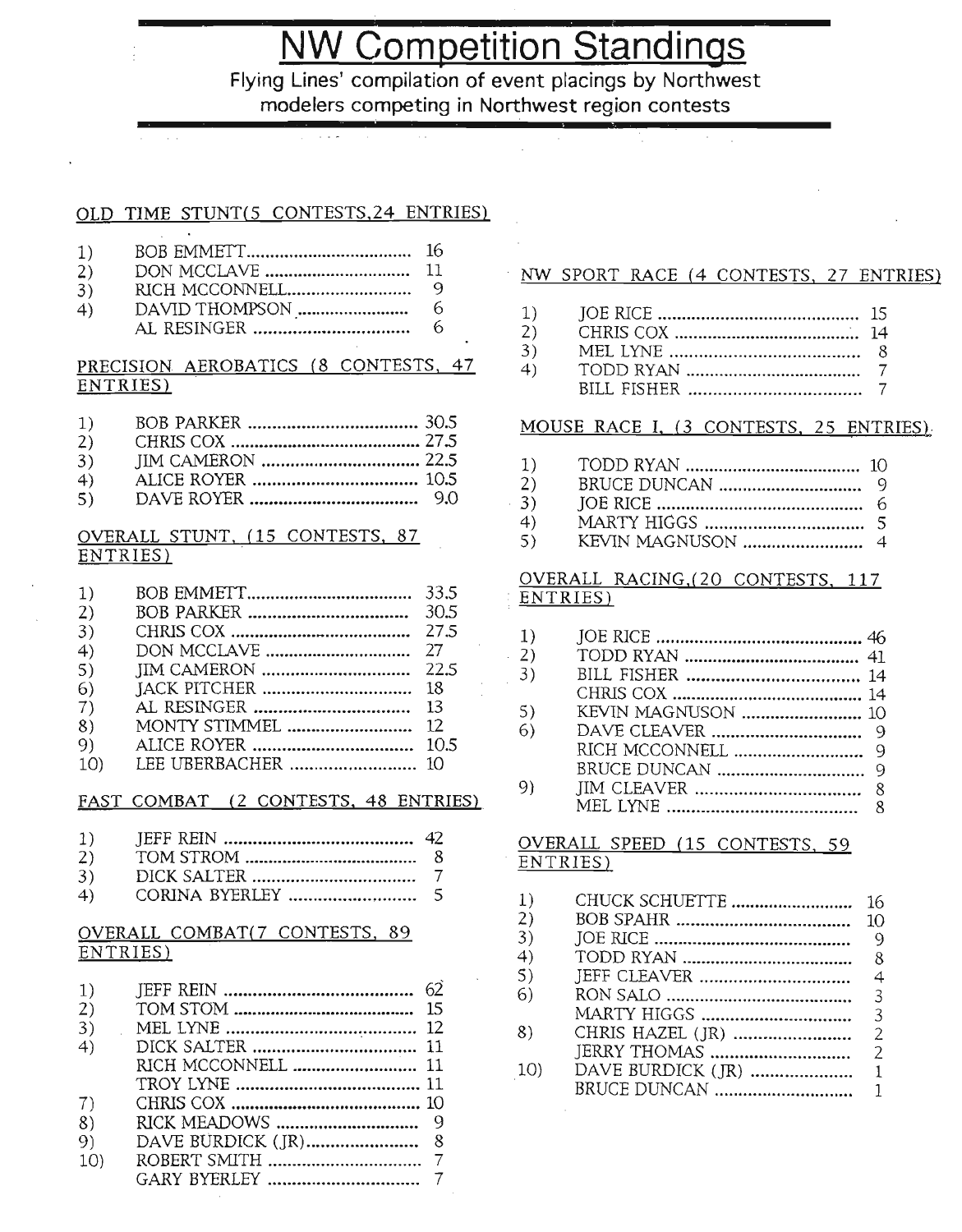# NW Competition Standings

Flying Lines' compilation of event placings by Northwest modelers competing in Northwest region contests

## OLD TIME STUNT(5 CONTESTS,24 ENTRIES)

| | | |
|---|---|---|
| 1) | BOB EMMETT | 16 |
| 2) | DON MCCLAVE | 11 |
| 3) | RICH MCCONNELL | 9 |
| 4) | DAVID THOMPSON | 6 |
| | AL RESINGER | 6 |

## PRECISION AEROBATICS (8 CONTESTS, 47 ENTRIES)

| | | |
|---|---|---|
| 1) | BOB PARKER | 30.5 |
| 2) | CHRIS COX | 27.5 |
| 3) | JIM CAMERON | 22.5 |
| 4) | ALICE ROYER | 10.5 |
| 5) | DAVE ROYER | 9.0 |

## OVERALL STUNT, (15 CONTESTS, 87 ENTRIES)

| | | |
|---|---|---|
| 1) | BOB EMMETT | 33.5 |
| 2) | BOB PARKER | 30.5 |
| 3) | CHRIS COX | 27.5 |
| 4) | DON MCCLAVE | 27 |
| 5) | JIM CAMERON | 22.5 |
| 6) | JACK PITCHER | 18 |
| 7) | AL RESINGER | 13 |
| 8) | MONTY STIMMEL | 12 |
| 9) | ALICE ROYER | 10.5 |
| 10) | LEE UBERBACHER | 10 |

## FAST COMBAT (2 CONTESTS, 48 ENTRIES)

| | | |
|---|---|---|
| 1) | JEFF REIN | 42 |
| 2) | TOM STROM | 8 |
| 3) | DICK SALTER | 7 |
| 4) | CORINA BYERLEY | 5 |

## OVERALL COMBAT(7 CONTESTS, 89 ENTRIES)

| | | |
|---|---|---|
| 1) | JEFF REIN | 62 |
| 2) | TOM STOM | 15 |
| 3) | MEL LYNE | 12 |
| 4) | DICK SALTER | 11 |
| | RICH MCCONNELL | 11 |
| | TROY LYNE | 11 |
| 7) | CHRIS COX | 10 |
| 8) | RICK MEADOWS | 9 |
| 9) | DAVE BURDICK (JR) | 8 |
| 10) | ROBERT SMITH | 7 |
| | GARY BYERLEY | 7 |

## NW SPORT RACE (4 CONTESTS, 27 ENTRIES)

| | | |
|---|---|---|
| 1) | JOE RICE | 15 |
| 2) | CHRIS COX | 14 |
| 3) | MEL LYNE | 8 |
| 4) | TODD RYAN | 7 |
| | BILL FISHER | 7 |

## MOUSE RACE I, (3 CONTESTS, 25 ENTRIES)

| | | |
|---|---|---|
| 1) | TODD RYAN | 10 |
| 2) | BRUCE DUNCAN | 9 |
| 3) | JOE RICE | 6 |
| 4) | MARTY HIGGS | 5 |
| 5) | KEVIN MAGNUSON | 4 |

## OVERALL RACING,(20 CONTESTS, 117 ENTRIES)

| | | |
|---|---|---|
| 1) | JOE RICE | 46 |
| 2) | TODD RYAN | 41 |
| 3) | BILL FISHER | 14 |
| | CHRIS COX | 14 |
| 5) | KEVIN MAGNUSON | 10 |
| 6) | DAVE CLEAVER | 9 |
| | RICH MCCONNELL | 9 |
| | BRUCE DUNCAN | 9 |
| 9) | JIM CLEAVER | 8 |
| | MEL LYNE | 8 |

## OVERALL SPEED (15 CONTESTS, 59 ENTRIES)

| | | |
|---|---|---|
| 1) | CHUCK SCHUETTE | 16 |
| 2) | BOB SPAHR | 10 |
| 3) | JOE RICE | 9 |
| 4) | TODD RYAN | 8 |
| 5) | JEFF CLEAVER | 4 |
| 6) | RON SALO | 3 |
| | MARTY HIGGS | 3 |
| 8) | CHRIS HAZEL (JR) | 2 |
| | JERRY THOMAS | 2 |
| 10) | DAVE BURDICK (JR) | 1 |
| | BRUCE DUNCAN | 1 |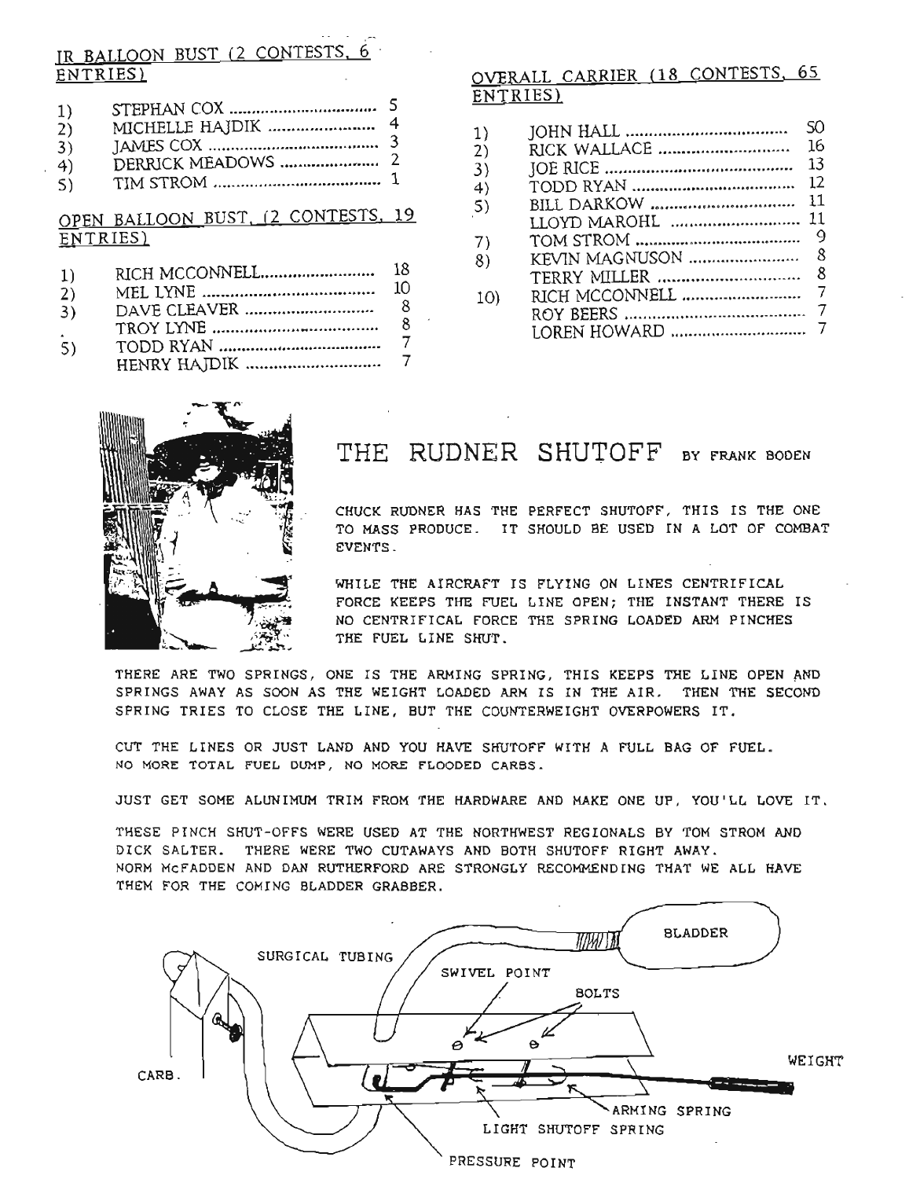## JR BALLOON BUST (2 CONTESTS, 6 ENTRIES)

| Place | Name | Points |
|---|---|---|
| 1) | STEPHAN COX | 5 |
| 2) | MICHELLE HAJDIK | 4 |
| 3) | JAMES COX | 3 |
| 4) | DERRICK MEADOWS | 2 |
| 5) | TIM STROM | 1 |

## OPEN BALLOON BUST (2 CONTESTS, 19 ENTRIES)

| Place | Name | Points |
|---|---|---|
| 1) | RICH MCCONNELL | 18 |
| 2) | MEL LYNE | 10 |
| 3) | DAVE CLEAVER | 8 |
| | TROY LYNE | 8 |
| 5) | TODD RYAN | 7 |
| | HENRY HAJDIK | 7 |

## OVERALL CARRIER (18 CONTESTS, 65 ENTRIES)

| Place | Name | Points |
|---|---|---|
| 1) | JOHN HALL | 50 |
| 2) | RICK WALLACE | 16 |
| 3) | JOE RICE | 13 |
| 4) | TODD RYAN | 12 |
| 5) | BILL DARKOW | 11 |
| | LLOYD MAROHL | 11 |
| 7) | TOM STROM | 9 |
| 8) | KEVIN MAGNUSON | 8 |
| | TERRY MILLER | 8 |
| 10) | RICH MCCONNELL | 7 |
| | ROY BEERS | 7 |
| | LOREN HOWARD | 7 |

# THE RUDNER SHUTOFF BY FRANK BODEN

CHUCK RUDNER HAS THE PERFECT SHUTOFF, THIS IS THE ONE TO MASS PRODUCE. IT SHOULD BE USED IN A LOT OF COMBAT EVENTS.

WHILE THE AIRCRAFT IS FLYING ON LINES CENTRIFICAL FORCE KEEPS THE FUEL LINE OPEN; THE INSTANT THERE IS NO CENTRIFICAL FORCE THE SPRING LOADED ARM PINCHES THE FUEL LINE SHUT.

THERE ARE TWO SPRINGS, ONE IS THE ARMING SPRING, THIS KEEPS THE LINE OPEN AND SPRINGS AWAY AS SOON AS THE WEIGHT LOADED ARM IS IN THE AIR. THEN THE SECOND SPRING TRIES TO CLOSE THE LINE, BUT THE COUNTERWEIGHT OVERPOWERS IT.

CUT THE LINES OR JUST LAND AND YOU HAVE SHUTOFF WITH A FULL BAG OF FUEL. NO MORE TOTAL FUEL DUMP, NO MORE FLOODED CARBS.

JUST GET SOME ALUNIMUM TRIM FROM THE HARDWARE AND MAKE ONE UP, YOU'LL LOVE IT.

THESE PINCH SHUT-OFFS WERE USED AT THE NORTHWEST REGIONALS BY TOM STROM AND DICK SALTER. THERE WERE TWO CUTAWAYS AND BOTH SHUTOFF RIGHT AWAY. NORM MCFADDEN AND DAN RUTHERFORD ARE STRONGLY RECOMMENDING THAT WE ALL HAVE THEM FOR THE COMING BLADDER GRABBER.

SURGICAL TUBING — BLADDER — SWIVEL POINT — BOLTS — WEIGHT — CARB. — ARMING SPRING — LIGHT SHUTOFF SPRING — PRESSURE POINT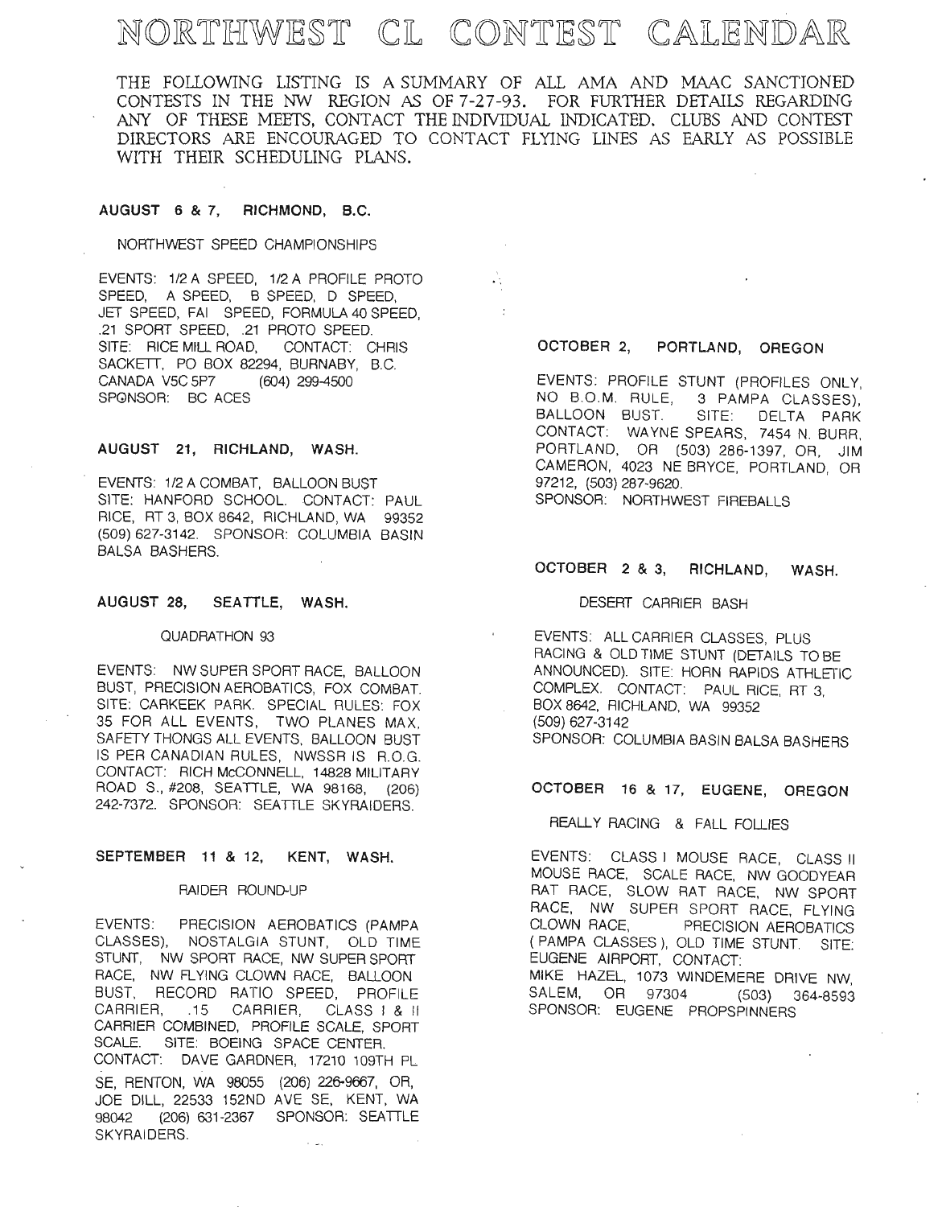# NORTHWEST CL CONTEST CALENDAR

THE FOLLOWING LISTING IS A SUMMARY OF ALL AMA AND MAAC SANCTIONED CONTESTS IN THE NW REGION AS OF 7-27-93. FOR FURTHER DETAILS REGARDING ANY OF THESE MEETS, CONTACT THE INDIVIDUAL INDICATED. CLUBS AND CONTEST DIRECTORS ARE ENCOURAGED TO CONTACT FLYING LINES AS EARLY AS POSSIBLE WITH THEIR SCHEDULING PLANS.

**AUGUST 6 & 7, RICHMOND, B.C.**

NORTHWEST SPEED CHAMPIONSHIPS

EVENTS: 1/2 A SPEED, 1/2 A PROFILE PROTO SPEED, A SPEED, B SPEED, D SPEED, JET SPEED, FAI SPEED, FORMULA 40 SPEED, .21 SPORT SPEED, .21 PROTO SPEED. SITE: RICE MILL ROAD, CONTACT: CHRIS SACKETT, PO BOX 82294, BURNABY, B.C. CANADA V5C 5P7 (604) 299-4500 SPONSOR: BC ACES

**AUGUST 21, RICHLAND, WASH.**

EVENTS: 1/2 A COMBAT, BALLOON BUST SITE: HANFORD SCHOOL. CONTACT: PAUL RICE, RT 3, BOX 8642, RICHLAND, WA 99352 (509) 627-3142. SPONSOR: COLUMBIA BASIN BALSA BASHERS.

**AUGUST 28, SEATTLE, WASH.**

QUADRATHON 93

EVENTS: NW SUPER SPORT RACE, BALLOON BUST, PRECISION AEROBATICS, FOX COMBAT. SITE: CARKEEK PARK. SPECIAL RULES: FOX 35 FOR ALL EVENTS, TWO PLANES MAX, SAFETY THONGS ALL EVENTS, BALLOON BUST IS PER CANADIAN RULES, NWSSR IS R.O.G. CONTACT: RICH McCONNELL, 14828 MILITARY ROAD S., #208, SEATTLE, WA 98168, (206) 242-7372. SPONSOR: SEATTLE SKYRAIDERS.

**SEPTEMBER 11 & 12, KENT, WASH.**

RAIDER ROUND-UP

EVENTS: PRECISION AEROBATICS (PAMPA CLASSES), NOSTALGIA STUNT, OLD TIME STUNT, NW SPORT RACE, NW SUPER SPORT RACE, NW FLYING CLOWN RACE, BALLOON BUST, RECORD RATIO SPEED, PROFILE CARRIER, .15 CARRIER, CLASS I & II CARRIER COMBINED, PROFILE SCALE, SPORT SCALE. SITE: BOEING SPACE CENTER. CONTACT: DAVE GARDNER, 17210 109TH PL SE, RENTON, WA 98055 (206) 226-9667, OR, JOE DILL, 22533 152ND AVE SE, KENT, WA 98042 (206) 631-2367 SPONSOR: SEATTLE SKYRAIDERS.

**OCTOBER 2, PORTLAND, OREGON**

EVENTS: PROFILE STUNT (PROFILES ONLY, NO B.O.M. RULE, 3 PAMPA CLASSES), BALLOON BUST. SITE: DELTA PARK CONTACT: WAYNE SPEARS, 7454 N. BURR, PORTLAND, OR (503) 286-1397, OR, JIM CAMERON, 4023 NE BRYCE, PORTLAND, OR 97212, (503) 287-9620. SPONSOR: NORTHWEST FIREBALLS

**OCTOBER 2 & 3, RICHLAND, WASH.**

DESERT CARRIER BASH

EVENTS: ALL CARRIER CLASSES, PLUS RACING & OLD TIME STUNT (DETAILS TO BE ANNOUNCED). SITE: HORN RAPIDS ATHLETIC COMPLEX. CONTACT: PAUL RICE, RT 3, BOX 8642, RICHLAND, WA 99352 (509) 627-3142 SPONSOR: COLUMBIA BASIN BALSA BASHERS

**OCTOBER 16 & 17, EUGENE, OREGON**

REALLY RACING & FALL FOLLIES

EVENTS: CLASS I MOUSE RACE, CLASS II MOUSE RACE, SCALE RACE, NW GOODYEAR RAT RACE, SLOW RAT RACE, NW SPORT RACE, NW SUPER SPORT RACE, FLYING CLOWN RACE, PRECISION AEROBATICS (PAMPA CLASSES), OLD TIME STUNT. SITE: EUGENE AIRPORT, CONTACT: MIKE HAZEL, 1073 WINDEMERE DRIVE NW, SALEM, OR 97304 (503) 364-8593 SPONSOR: EUGENE PROPSPINNERS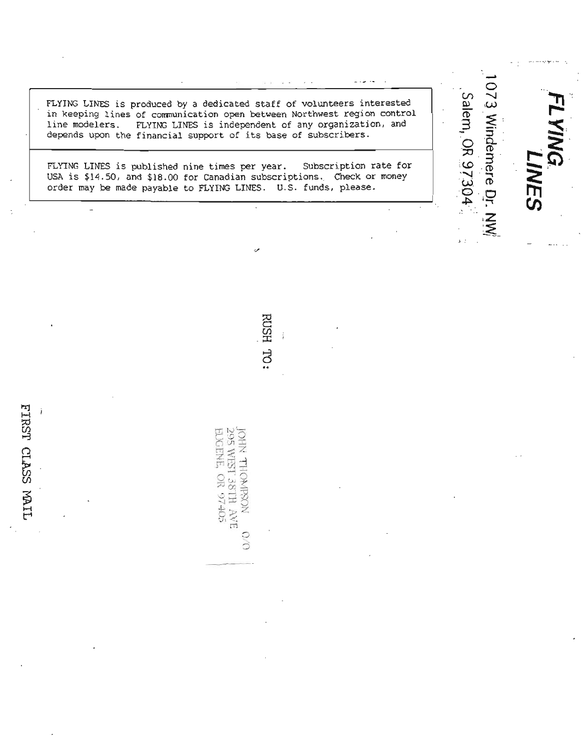FLYING LINES is produced by a dedicated staff of volunteers interested in keeping lines of communication open between Northwest region control line modelers. FLYING LINES is independent of any organization, and depends upon the financial support of its base of subscribers.

FLYING LINES is published nine times per year. Subscription rate for USA is $14.50, and $18.00 for Canadian subscriptions. Check or money order may be made payable to FLYING LINES. U.S. funds, please.

**FLYING LINES**

1073 Windemere Dr. NW

Salem, OR 97304

RUSH TO:

JOHN THOMPSON 0/0

295 WEST 38TH AVE

EUGENE, OR 97405

FIRST CLASS MAIL